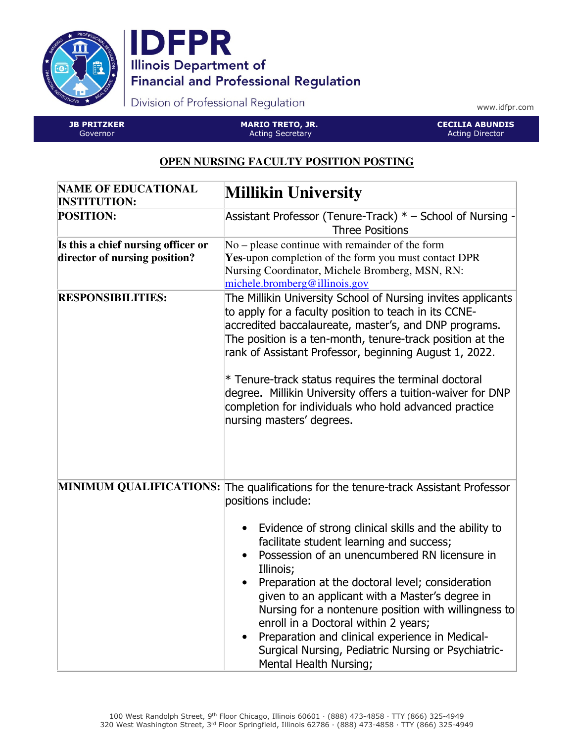**IDFPR**
Illinois Department of Financial and Professional Regulation
Division of Professional Regulation

www.idfpr.com

| JB PRITZKER | MARIO TRETO, JR. | CECILIA ABUNDIS |
|---|---|---|
| Governor | Acting Secretary | Acting Director |

## OPEN NURSING FACULTY POSITION POSTING

| | |
|---|---|
| **NAME OF EDUCATIONAL INSTITUTION:** | **Millikin University** |
| **POSITION:** | Assistant Professor (Tenure-Track) * – School of Nursing - Three Positions |
| **Is this a chief nursing officer or director of nursing position?** | No – please continue with remainder of the form<br>**Yes**-upon completion of the form you must contact DPR Nursing Coordinator, Michele Bromberg, MSN, RN: michele.bromberg@illinois.gov |
| **RESPONSIBILITIES:** | The Millikin University School of Nursing invites applicants to apply for a faculty position to teach in its CCNE-accredited baccalaureate, master's, and DNP programs. The position is a ten-month, tenure-track position at the rank of Assistant Professor, beginning August 1, 2022.<br><br>* Tenure-track status requires the terminal doctoral degree. Millikin University offers a tuition-waiver for DNP completion for individuals who hold advanced practice nursing masters' degrees. |
| **MINIMUM QUALIFICATIONS:** | The qualifications for the tenure-track Assistant Professor positions include:<br><br>• Evidence of strong clinical skills and the ability to facilitate student learning and success;<br>• Possession of an unencumbered RN licensure in Illinois;<br>• Preparation at the doctoral level; consideration given to an applicant with a Master's degree in Nursing for a nontenure position with willingness to enroll in a Doctoral within 2 years;<br>• Preparation and clinical experience in Medical-Surgical Nursing, Pediatric Nursing or Psychiatric-Mental Health Nursing; |

100 West Randolph Street, 9th Floor Chicago, Illinois 60601 · (888) 473-4858 · TTY (866) 325-4949
320 West Washington Street, 3rd Floor Springfield, Illinois 62786 · (888) 473-4858 · TTY (866) 325-4949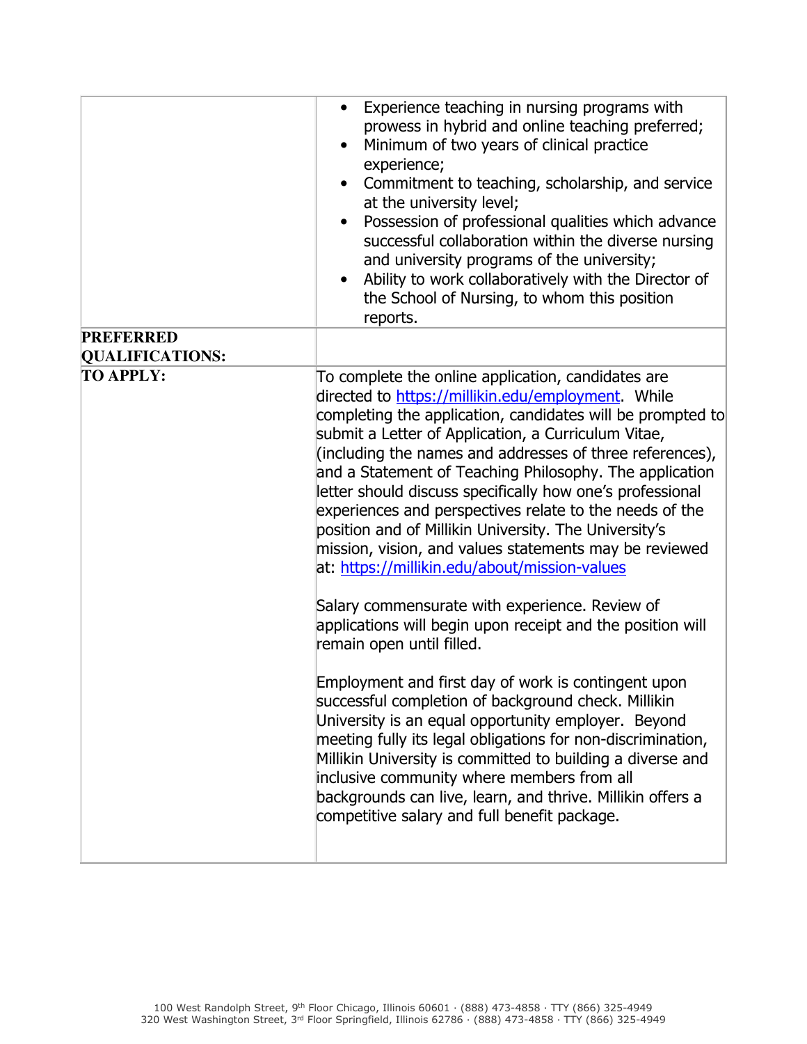| | |
|---|---|
| | • Experience teaching in nursing programs with prowess in hybrid and online teaching preferred;<br>• Minimum of two years of clinical practice experience;<br>• Commitment to teaching, scholarship, and service at the university level;<br>• Possession of professional qualities which advance successful collaboration within the diverse nursing and university programs of the university;<br>• Ability to work collaboratively with the Director of the School of Nursing, to whom this position reports. |
| **PREFERRED QUALIFICATIONS:** | |
| **TO APPLY:** | To complete the online application, candidates are directed to https://millikin.edu/employment. While completing the application, candidates will be prompted to submit a Letter of Application, a Curriculum Vitae, (including the names and addresses of three references), and a Statement of Teaching Philosophy. The application letter should discuss specifically how one's professional experiences and perspectives relate to the needs of the position and of Millikin University. The University's mission, vision, and values statements may be reviewed at: https://millikin.edu/about/mission-values<br><br>Salary commensurate with experience. Review of applications will begin upon receipt and the position will remain open until filled.<br><br>Employment and first day of work is contingent upon successful completion of background check. Millikin University is an equal opportunity employer. Beyond meeting fully its legal obligations for non-discrimination, Millikin University is committed to building a diverse and inclusive community where members from all backgrounds can live, learn, and thrive. Millikin offers a competitive salary and full benefit package. |